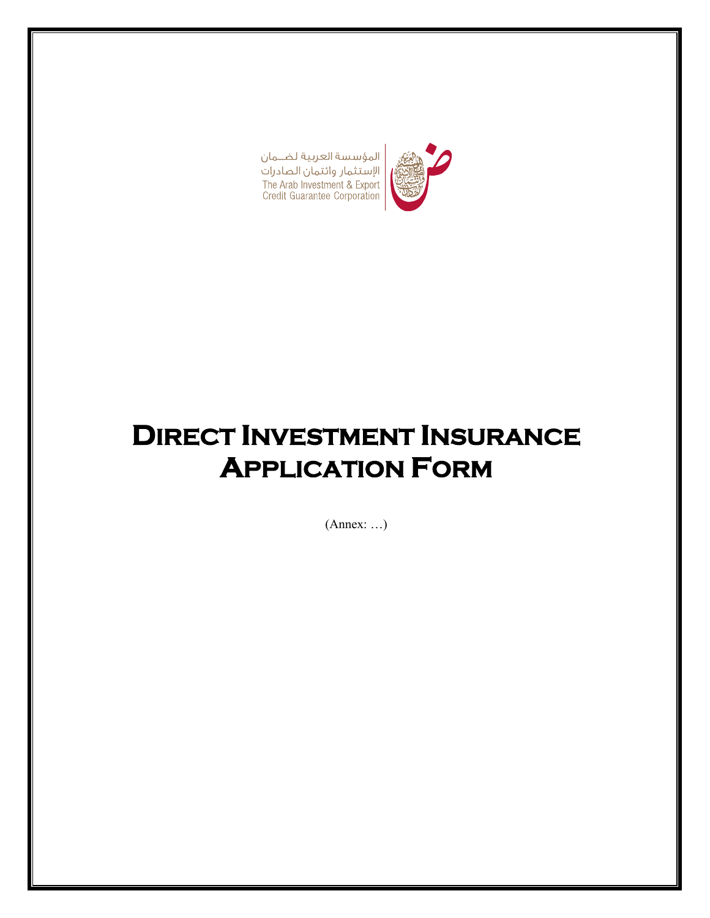المؤسسة العربية لضـمان
الإستثمار وائتمان الصادرات
The Arab Investment & Export
Credit Guarantee Corporation

# Direct Investment Insurance Application Form

(Annex: …)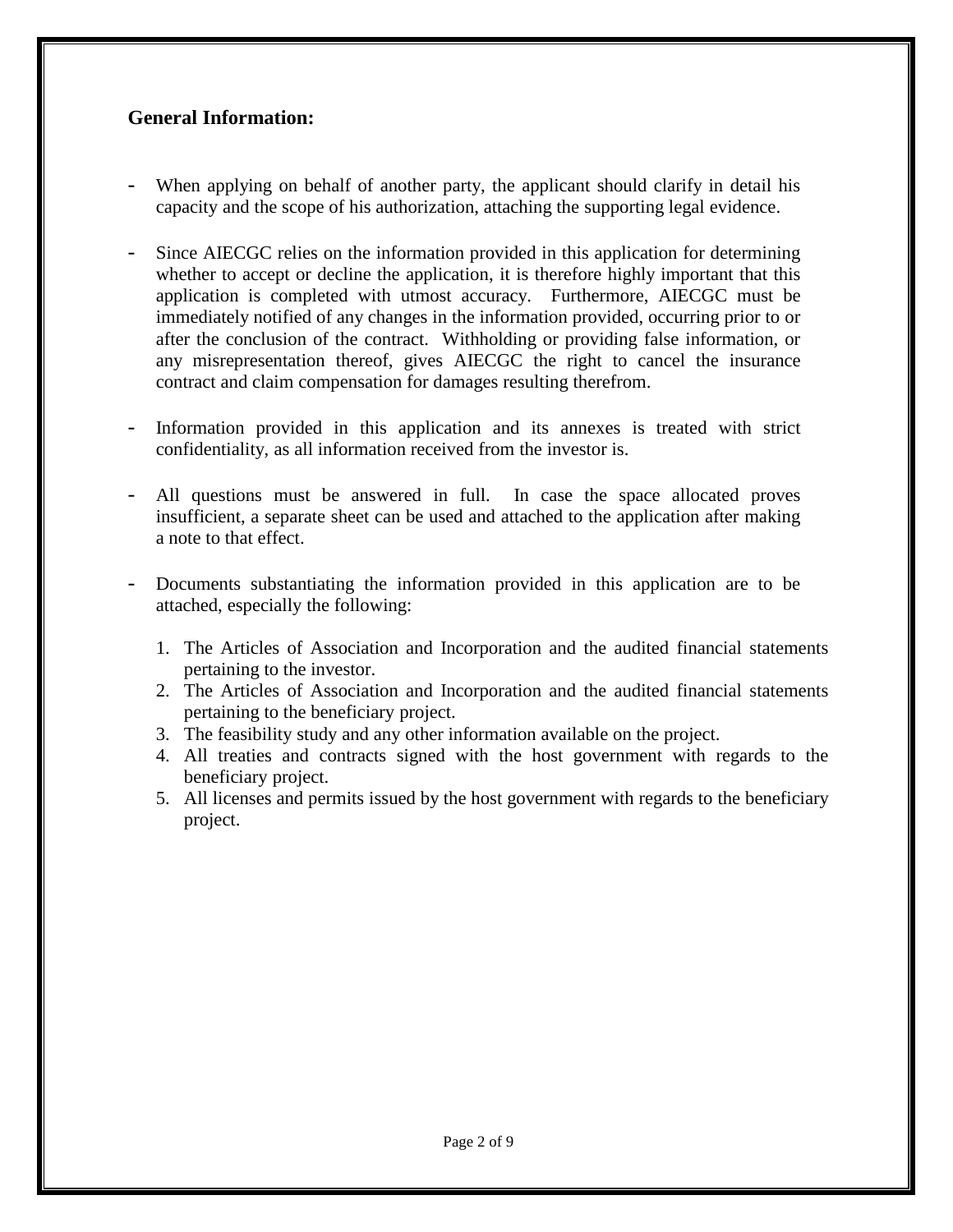### General Information:

- When applying on behalf of another party, the applicant should clarify in detail his capacity and the scope of his authorization, attaching the supporting legal evidence.

- Since AIECGC relies on the information provided in this application for determining whether to accept or decline the application, it is therefore highly important that this application is completed with utmost accuracy. Furthermore, AIECGC must be immediately notified of any changes in the information provided, occurring prior to or after the conclusion of the contract. Withholding or providing false information, or any misrepresentation thereof, gives AIECGC the right to cancel the insurance contract and claim compensation for damages resulting therefrom.

- Information provided in this application and its annexes is treated with strict confidentiality, as all information received from the investor is.

- All questions must be answered in full. In case the space allocated proves insufficient, a separate sheet can be used and attached to the application after making a note to that effect.

- Documents substantiating the information provided in this application are to be attached, especially the following:

  1. The Articles of Association and Incorporation and the audited financial statements pertaining to the investor.
  2. The Articles of Association and Incorporation and the audited financial statements pertaining to the beneficiary project.
  3. The feasibility study and any other information available on the project.
  4. All treaties and contracts signed with the host government with regards to the beneficiary project.
  5. All licenses and permits issued by the host government with regards to the beneficiary project.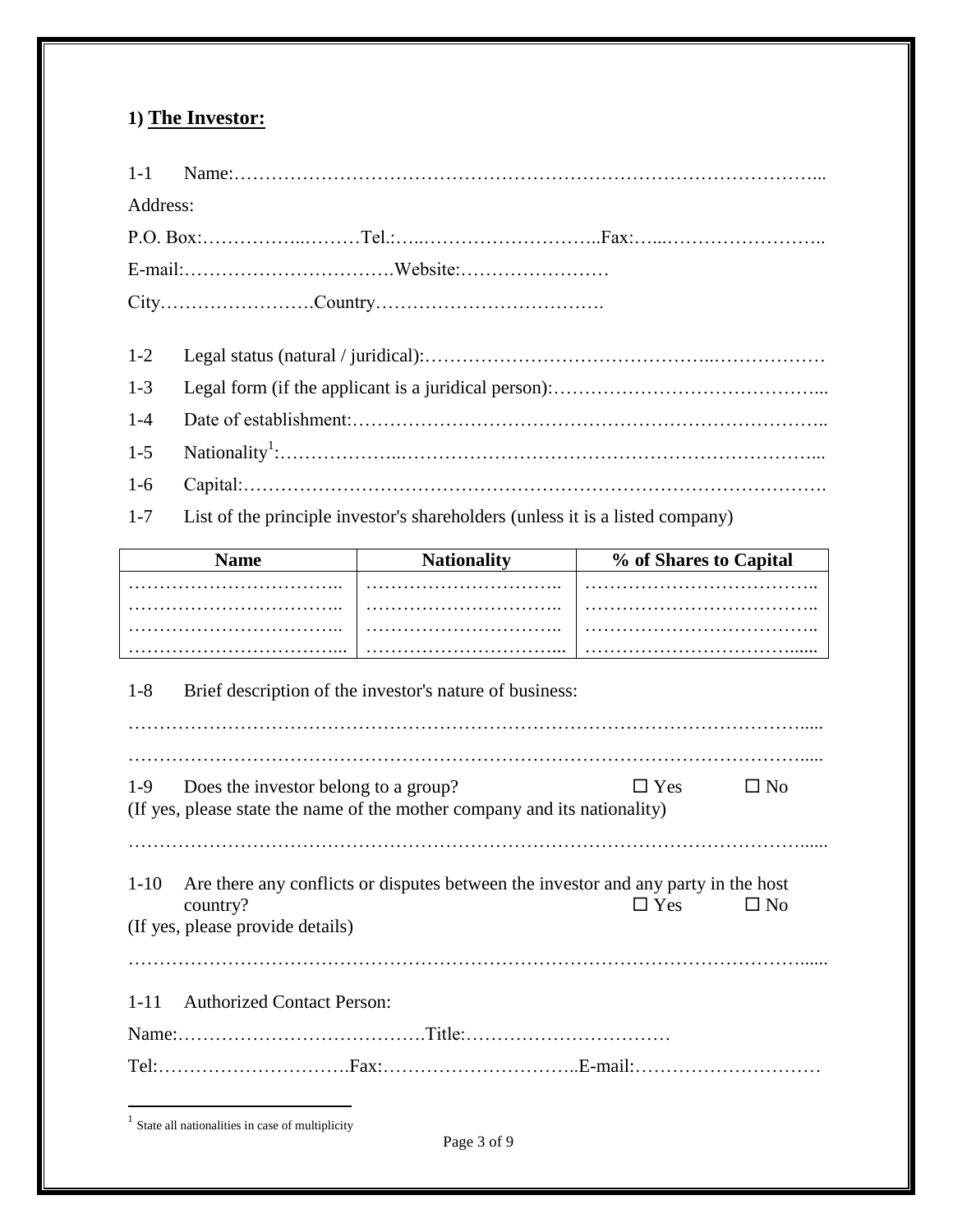## 1) The Investor:

1-1 Name:………………………………………………………………………………...

Address:

P.O. Box:……………..………Tel.:…..………………………..Fax:…...……………………..

E-mail:…………………………….Website:……………………

City…………………….Country……………………………….

1-2 Legal status (natural / juridical):……………………………………..………………

1-3 Legal form (if the applicant is a juridical person):……………………………………...

1-4 Date of establishment:…………………………………………………………………..

1-5 Nationality[1]:………………..…………………………………………………………...

1-6 Capital:………………………………………………………………………………….

1-7 List of the principle investor's shareholders (unless it is a listed company)

| Name | Nationality | % of Shares to Capital |
|---|---|---|
| …………………………….. | ………………………….. | ……………………………….. |
| …………………………….. | ………………………….. | ……………………………….. |
| …………………………….. | ………………………….. | ……………………………….. |
| ……………………………... | …………………………... | ………………………………..... |

1-8 Brief description of the investor's nature of business:

…………………………………………………………………………………………….....

…………………………………………………………………………………………….....

1-9 Does the investor belong to a group? ☐ Yes ☐ No
(If yes, please state the name of the mother company and its nationality)

……………………………………………………………………………………………......

1-10 Are there any conflicts or disputes between the investor and any party in the host country? ☐ Yes ☐ No
(If yes, please provide details)

……………………………………………………………………………………………......

1-11 Authorized Contact Person:

Name:…………………………………Title:……………………………

Tel:………………………….Fax:…………………………..E-mail:…………………………

[1] State all nationalities in case of multiplicity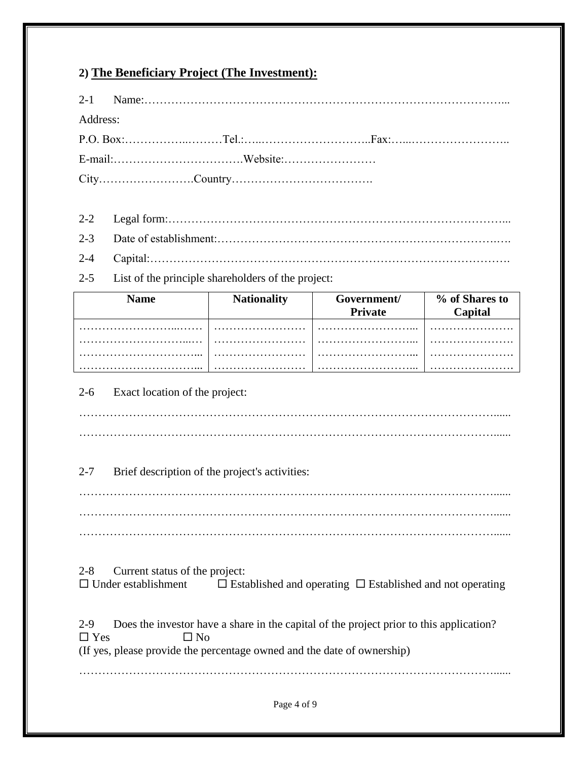## 2) <u>The Beneficiary Project (The Investment):</u>

2-1 Name:…………………………………………………………………………………..

Address:

P.O. Box:……………...………Tel.:…..………………………..Fax:…...……………………..

E-mail:…………………………….Website:……………………

City…………………….Country……………………………….

2-2 Legal form:…………………………………………………………………………...

2-3 Date of establishment:…………………………………………………………….….

2-4 Capital:………………………………………………………………………………….

2-5 List of the principle shareholders of the project:

| Name | Nationality | Government/ Private | % of Shares to Capital |
|---|---|---|---|
| ……………………...…… | …………………… | ……………………... | …………………. |
| …………………………...… | …………………… | ……………………... | …………………. |
| …………………………... | …………………… | ……………………... | …………………. |
| …………………………... | …………………… | ……………………... | …………………. |

2-6 Exact location of the project:

…………………………………………………………………………………………….....

…………………………………………………………………………………………….....

2-7 Brief description of the project's activities:

…………………………………………………………………………………………….....

…………………………………………………………………………………………….....

…………………………………………………………………………………………….....

2-8 Current status of the project:

☐ Under establishment ☐ Established and operating ☐ Established and not operating

2-9 Does the investor have a share in the capital of the project prior to this application?

☐ Yes ☐ No

(If yes, please provide the percentage owned and the date of ownership)

…………………………………………………………………………………………….....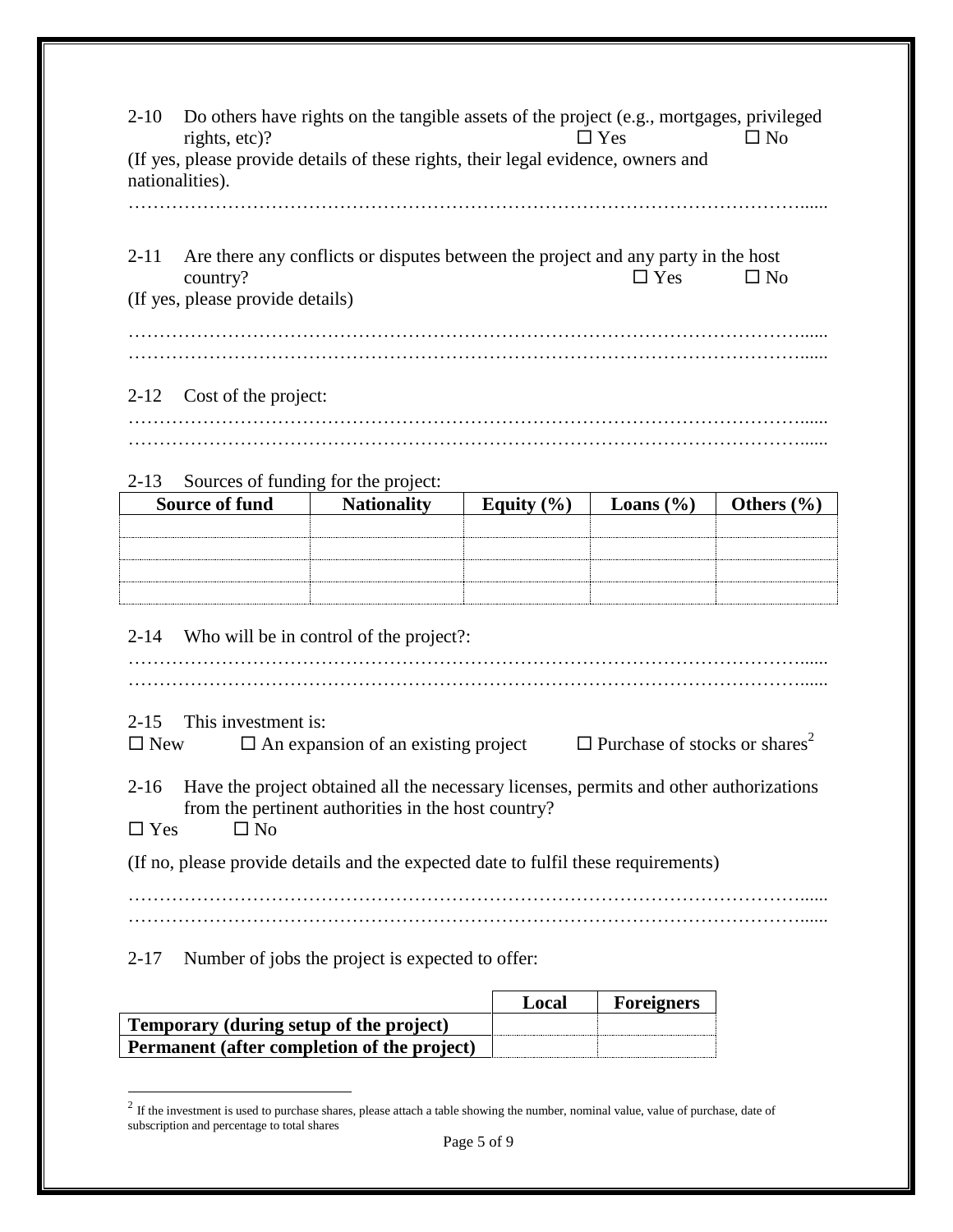2-10 Do others have rights on the tangible assets of the project (e.g., mortgages, privileged rights, etc)? ☐ Yes ☐ No

(If yes, please provide details of these rights, their legal evidence, owners and nationalities).

…………………………………………………………………………………………………......

2-11 Are there any conflicts or disputes between the project and any party in the host country? ☐ Yes ☐ No

(If yes, please provide details)

…………………………………………………………………………………………………......
…………………………………………………………………………………………………......

2-12 Cost of the project:

…………………………………………………………………………………………………......
…………………………………………………………………………………………………......

2-13 Sources of funding for the project:

| Source of fund | Nationality | Equity (%) | Loans (%) | Others (%) |
|---|---|---|---|---|
| | | | | |
| | | | | |
| | | | | |
| | | | | |

2-14 Who will be in control of the project?:

…………………………………………………………………………………………………......
…………………………………………………………………………………………………......

2-15 This investment is:

☐ New ☐ An expansion of an existing project ☐ Purchase of stocks or shares[2]

2-16 Have the project obtained all the necessary licenses, permits and other authorizations from the pertinent authorities in the host country?

☐ Yes ☐ No

(If no, please provide details and the expected date to fulfil these requirements)

…………………………………………………………………………………………………......
…………………………………………………………………………………………………......

2-17 Number of jobs the project is expected to offer:

| | Local | Foreigners |
|---|---|---|
| **Temporary (during setup of the project)** | | |
| **Permanent (after completion of the project)** | | |

[2] If the investment is used to purchase shares, please attach a table showing the number, nominal value, value of purchase, date of subscription and percentage to total shares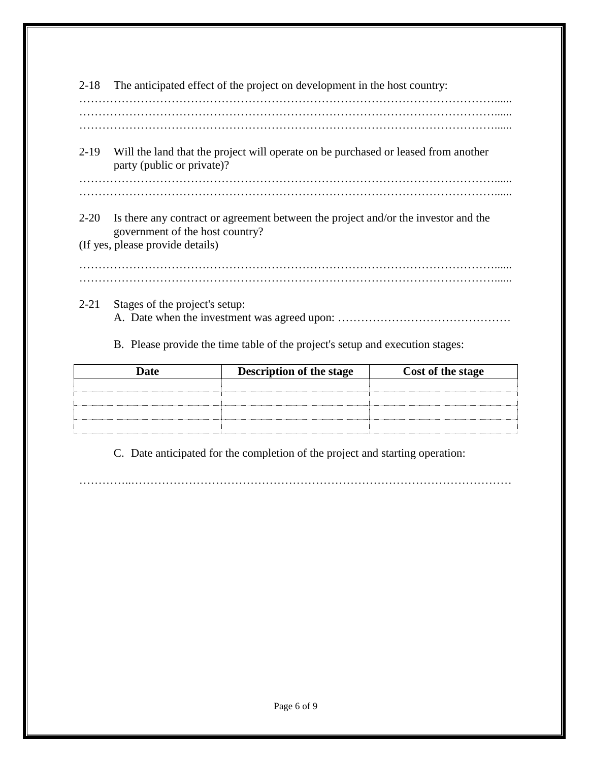2-18 The anticipated effect of the project on development in the host country:

…………………………………………………………………………………………………......
…………………………………………………………………………………………………......
…………………………………………………………………………………………………......

2-19 Will the land that the project will operate on be purchased or leased from another party (public or private)?

…………………………………………………………………………………………………......
…………………………………………………………………………………………………......

2-20 Is there any contract or agreement between the project and/or the investor and the government of the host country?

(If yes, please provide details)

…………………………………………………………………………………………………......
…………………………………………………………………………………………………......

2-21 Stages of the project's setup:

A. Date when the investment was agreed upon: ………………………………………

B. Please provide the time table of the project's setup and execution stages:

| Date | Description of the stage | Cost of the stage |
|---|---|---|
| | | |
| | | |
| | | |
| | | |

C. Date anticipated for the completion of the project and starting operation:

…………..……………………………………………………………………………………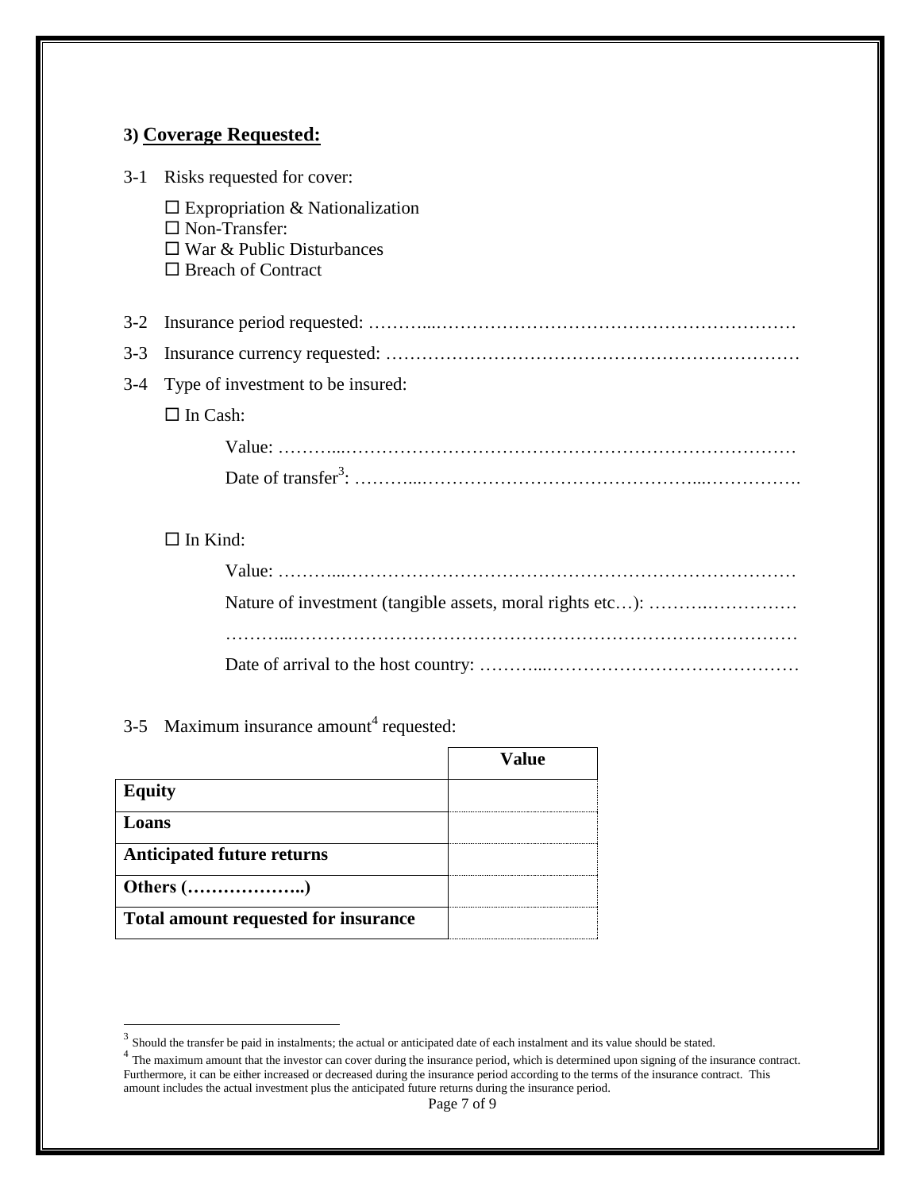### 3) **Coverage Requested:**

3-1 Risks requested for cover:

- ☐ Expropriation & Nationalization
- ☐ Non-Transfer:
- ☐ War & Public Disturbances
- ☐ Breach of Contract

3-2 Insurance period requested: ………...……………………………………………………

3-3 Insurance currency requested: ……………………………………………………………

3-4 Type of investment to be insured:

☐ In Cash:

Value: ………...………………………………………………………………

Date of transfer[3]: ………...…………………………………………...…………….

☐ In Kind:

Value: ………...………………………………………………………………

Nature of investment (tangible assets, moral rights etc…): ……….……………

………...………………………………………………………………………

Date of arrival to the host country: ………...……………………………………

3-5 Maximum insurance amount[4] requested:

| | **Value** |
|---|---|
| **Equity** | |
| **Loans** | |
| **Anticipated future returns** | |
| **Others (………………..)** | |
| **Total amount requested for insurance** | |

[3] Should the transfer be paid in instalments; the actual or anticipated date of each instalment and its value should be stated.

[4] The maximum amount that the investor can cover during the insurance period, which is determined upon signing of the insurance contract. Furthermore, it can be either increased or decreased during the insurance period according to the terms of the insurance contract. This amount includes the actual investment plus the anticipated future returns during the insurance period.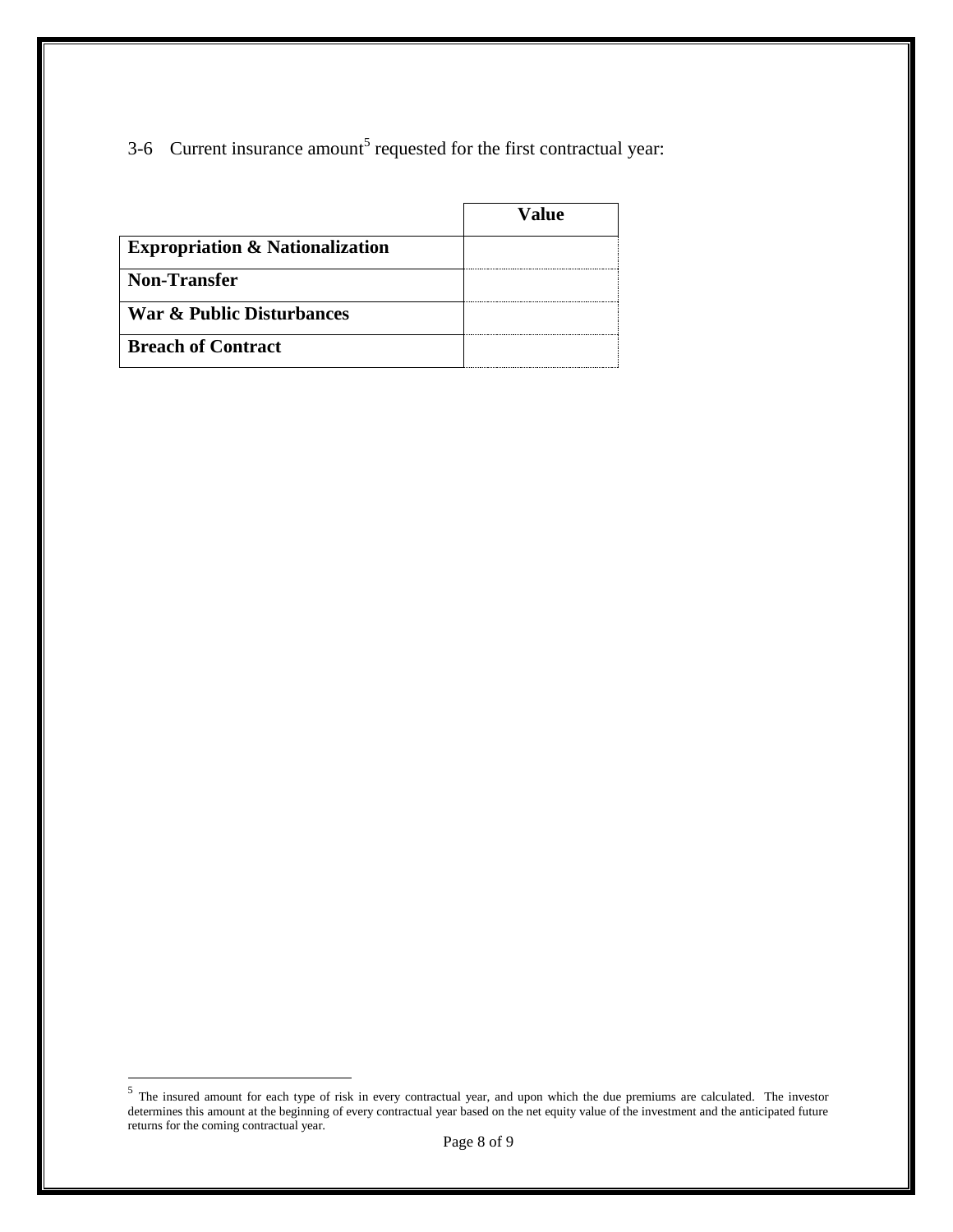3-6 Current insurance amount[5] requested for the first contractual year:

| | Value |
|---|---|
| **Expropriation & Nationalization** | |
| **Non-Transfer** | |
| **War & Public Disturbances** | |
| **Breach of Contract** | |

[5] The insured amount for each type of risk in every contractual year, and upon which the due premiums are calculated. The investor determines this amount at the beginning of every contractual year based on the net equity value of the investment and the anticipated future returns for the coming contractual year.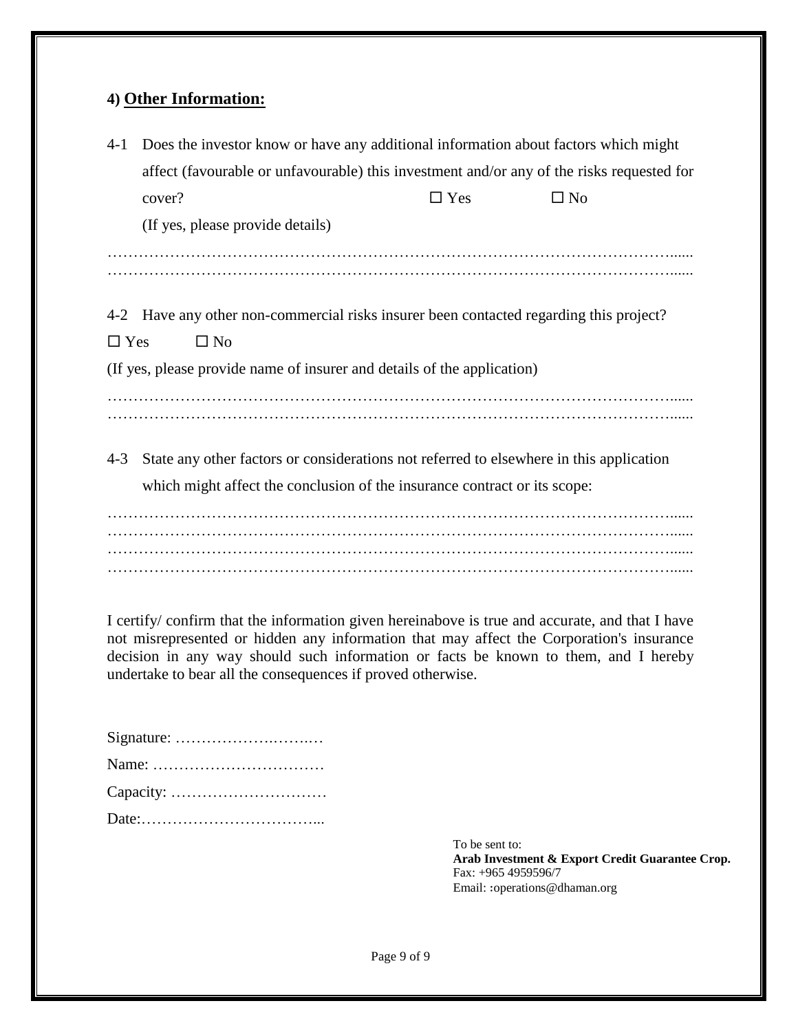### 4) **Other Information:**

4-1 Does the investor know or have any additional information about factors which might affect (favourable or unfavourable) this investment and/or any of the risks requested for cover? ☐ Yes ☐ No

(If yes, please provide details)

…………………………………………………………………………………………………......
…………………………………………………………………………………………………......

4-2 Have any other non-commercial risks insurer been contacted regarding this project?

☐ Yes ☐ No

(If yes, please provide name of insurer and details of the application)

…………………………………………………………………………………………………......
…………………………………………………………………………………………………......

4-3 State any other factors or considerations not referred to elsewhere in this application which might affect the conclusion of the insurance contract or its scope:

…………………………………………………………………………………………………......
…………………………………………………………………………………………………......
…………………………………………………………………………………………………......
…………………………………………………………………………………………………......

I certify/ confirm that the information given hereinabove is true and accurate, and that I have not misrepresented or hidden any information that may affect the Corporation's insurance decision in any way should such information or facts be known to them, and I hereby undertake to bear all the consequences if proved otherwise.

Signature: ……………….…….…

Name: ……………………………

Capacity: …………………….……

Date:……………………………...

To be sent to:
**Arab Investment & Export Credit Guarantee Crop.**
Fax: +965 4959596/7
Email: :operations@dhaman.org